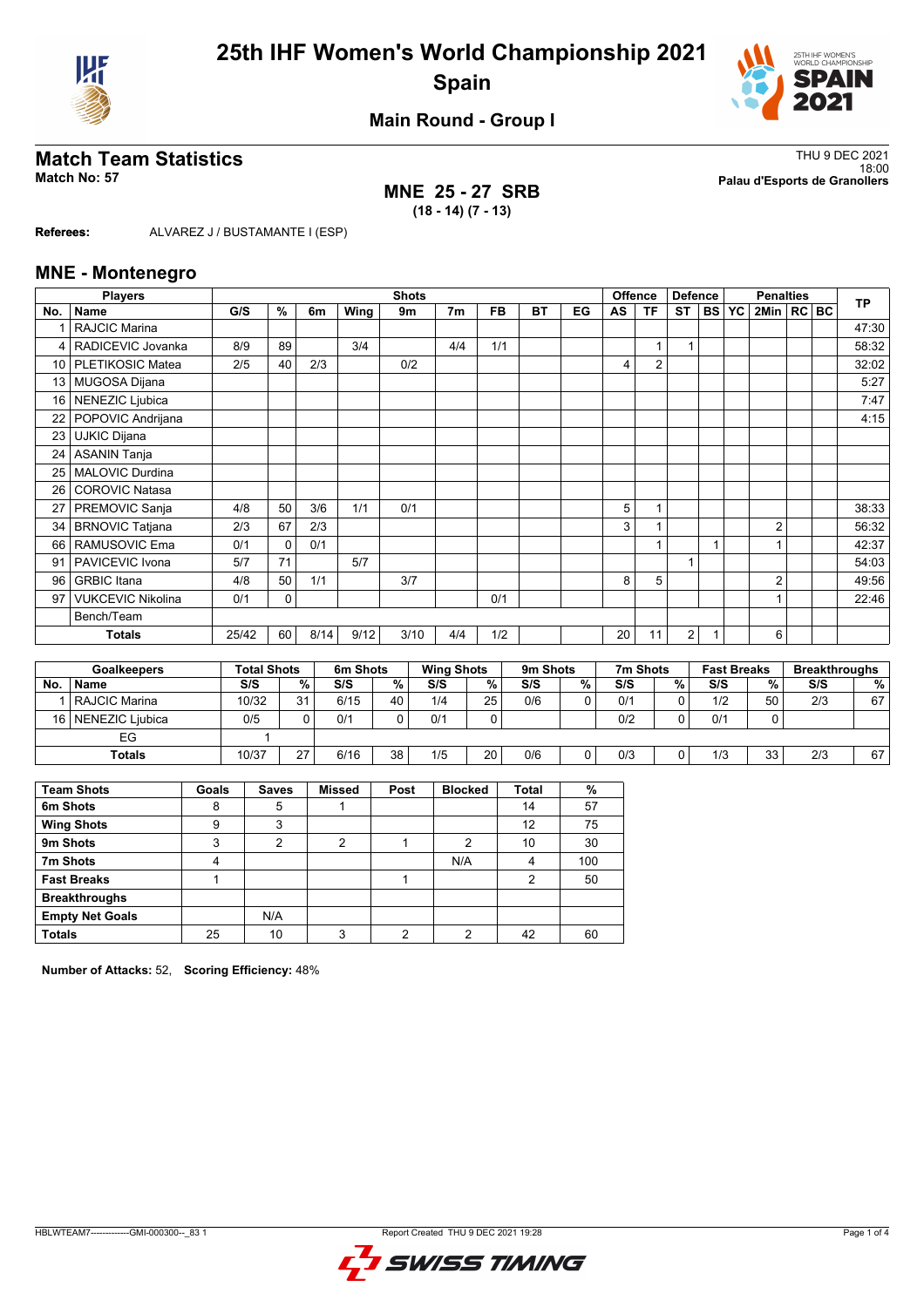# 25th IHF Women's World Championship 2021
## Spain

### Main Round - Group I

## Match Team Statistics

**Match No: 57**

THU 9 DEC 2021
18:00
**Palau d'Esports de Granollers**

**MNE 25 - 27 SRB**
**(18 - 14) (7 - 13)**

**Referees:** ALVAREZ J / BUSTAMANTE I (ESP)

## MNE - Montenegro

| Players | | Shots | | | | | | | | | Offence | | Defence | | | Penalties | | | TP |
|---|---|---|---|---|---|---|---|---|---|---|---|---|---|---|---|---|---|---|---|
| No. | Name | G/S | % | 6m | Wing | 9m | 7m | FB | BT | EG | AS | TF | ST | BS | YC | 2Min | RC | BC | |
| 1 | RAJCIC Marina | | | | | | | | | | | | | | | | | | 47:30 |
| 4 | RADICEVIC Jovanka | 8/9 | 89 | | 3/4 | | 4/4 | 1/1 | | | | 1 | 1 | | | | | | 58:32 |
| 10 | PLETIKOSIC Matea | 2/5 | 40 | 2/3 | | 0/2 | | | | | 4 | 2 | | | | | | | 32:02 |
| 13 | MUGOSA Dijana | | | | | | | | | | | | | | | | | | 5:27 |
| 16 | NENEZIC Ljubica | | | | | | | | | | | | | | | | | | 7:47 |
| 22 | POPOVIC Andrijana | | | | | | | | | | | | | | | | | | 4:15 |
| 23 | UJKIC Dijana | | | | | | | | | | | | | | | | | | |
| 24 | ASANIN Tanja | | | | | | | | | | | | | | | | | | |
| 25 | MALOVIC Durdina | | | | | | | | | | | | | | | | | | |
| 26 | COROVIC Natasa | | | | | | | | | | | | | | | | | | |
| 27 | PREMOVIC Sanja | 4/8 | 50 | 3/6 | 1/1 | 0/1 | | | | | 5 | 1 | | | | | | | 38:33 |
| 34 | BRNOVIC Tatjana | 2/3 | 67 | 2/3 | | | | | | | 3 | 1 | | | | 2 | | | 56:32 |
| 66 | RAMUSOVIC Ema | 0/1 | 0 | 0/1 | | | | | | | | 1 | | 1 | | 1 | | | 42:37 |
| 91 | PAVICEVIC Ivona | 5/7 | 71 | | 5/7 | | | | | | | | 1 | | | | | | 54:03 |
| 96 | GRBIC Itana | 4/8 | 50 | 1/1 | | 3/7 | | | | | 8 | 5 | | | | 2 | | | 49:56 |
| 97 | VUKCEVIC Nikolina | 0/1 | 0 | | | | | 0/1 | | | | | | | | 1 | | | 22:46 |
| | Bench/Team | | | | | | | | | | | | | | | | | | |
| | **Totals** | 25/42 | 60 | 8/14 | 9/12 | 3/10 | 4/4 | 1/2 | | | 20 | 11 | 2 | 1 | | 6 | | | |

| Goalkeepers | | Total Shots | | 6m Shots | | Wing Shots | | 9m Shots | | 7m Shots | | Fast Breaks | | Breakthroughs | |
|---|---|---|---|---|---|---|---|---|---|---|---|---|---|---|---|
| No. | Name | S/S | % | S/S | % | S/S | % | S/S | % | S/S | % | S/S | % | S/S | % |
| 1 | RAJCIC Marina | 10/32 | 31 | 6/15 | 40 | 1/4 | 25 | 0/6 | 0 | 0/1 | 0 | 1/2 | 50 | 2/3 | 67 |
| 16 | NENEZIC Ljubica | 0/5 | 0 | 0/1 | 0 | 0/1 | 0 | | | 0/2 | 0 | 0/1 | 0 | | |
| | EG | 1 | | | | | | | | | | | | | |
| | **Totals** | 10/37 | 27 | 6/16 | 38 | 1/5 | 20 | 0/6 | 0 | 0/3 | 0 | 1/3 | 33 | 2/3 | 67 |

| Team Shots | Goals | Saves | Missed | Post | Blocked | Total | % |
|---|---|---|---|---|---|---|---|
| 6m Shots | 8 | 5 | 1 | | | 14 | 57 |
| Wing Shots | 9 | 3 | | | | 12 | 75 |
| 9m Shots | 3 | 2 | 2 | 1 | 2 | 10 | 30 |
| 7m Shots | 4 | | | | N/A | 4 | 100 |
| Fast Breaks | 1 | | | 1 | | 2 | 50 |
| Breakthroughs | | | | | | | |
| Empty Net Goals | | N/A | | | | | |
| Totals | 25 | 10 | 3 | 2 | 2 | 42 | 60 |

**Number of Attacks:** 52, **Scoring Efficiency:** 48%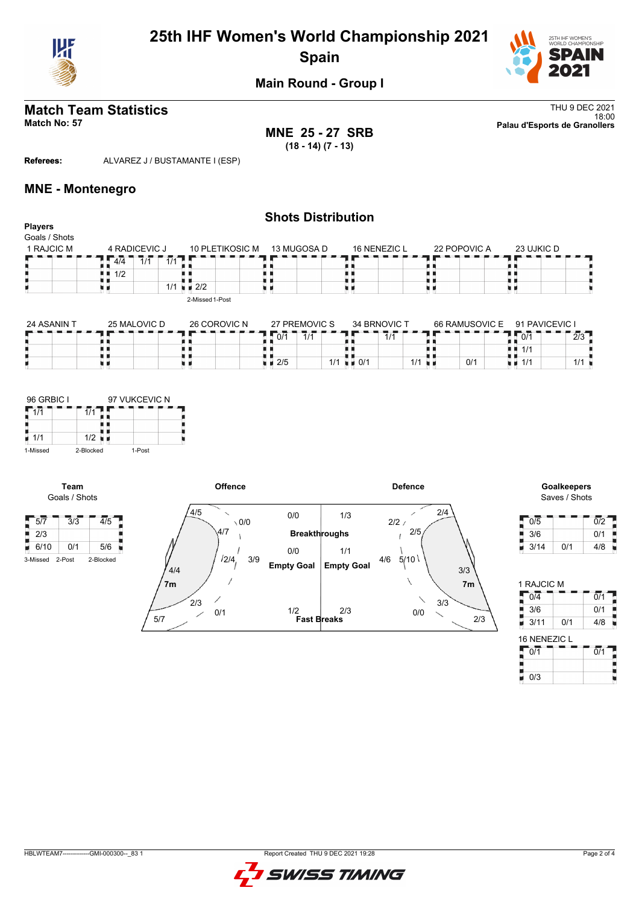# 25th IHF Women's World Championship 2021
## Spain

### Main Round - Group I

## Match Team Statistics

**Match No: 57**

THU 9 DEC 2021
18:00
**Palau d'Esports de Granollers**

**MNE 25 - 27 SRB**
**(18 - 14) (7 - 13)**

**Referees:** ALVAREZ J / BUSTAMANTE I (ESP)

## MNE - Montenegro

### Shots Distribution

**Players**
Goals / Shots

**1 RAJCIC M**

| | | |
|---|---|---|
| | | |
| | | |
| | | |

**4 RADICEVIC J**

| | | |
|---|---|---|
| 4/4 | 1/1 | 1/1 |
| 1/2 | | |
| | | 1/1 |

**10 PLETIKOSIC M**

| | | |
|---|---|---|
| | | |
| | | |
| 2/2 | | |

2-Missed 1-Post

**13 MUGOSA D**

| | | |
|---|---|---|
| | | |
| | | |
| | | |

**16 NENEZIC L**

| | | |
|---|---|---|
| | | |
| | | |
| | | |

**22 POPOVIC A**

| | | |
|---|---|---|
| | | |
| | | |
| | | |

**23 UJKIC D**

| | | |
|---|---|---|
| | | |
| | | |
| | | |

**24 ASANIN T**

| | | |
|---|---|---|
| | | |
| | | |
| | | |

**25 MALOVIC D**

| | | |
|---|---|---|
| | | |
| | | |
| | | |

**26 COROVIC N**

| | | |
|---|---|---|
| | | |
| | | |
| | | |

**27 PREMOVIC S**

| | | |
|---|---|---|
| 0/1 | 1/1 | |
| | | |
| 2/5 | | 1/1 |

**34 BRNOVIC T**

| | | |
|---|---|---|
| | 1/1 | |
| | | |
| 0/1 | | 1/1 |

**66 RAMUSOVIC E**

| | | |
|---|---|---|
| | | |
| | | |
| | 0/1 | |

**91 PAVICEVIC I**

| | | |
|---|---|---|
| 0/1 | | 2/3 |
| 1/1 | | |
| 1/1 | | 1/1 |

**96 GRBIC I**

| | | |
|---|---|---|
| 1/1 | | 1/1 |
| | | |
| 1/1 | | 1/2 |

1-Missed 2-Blocked

**97 VUKCEVIC N**

| | | |
|---|---|---|
| | | |
| | | |
| | | |

1-Post

**Team**
Goals / Shots

| | | |
|---|---|---|
| 5/7 | 3/3 | 4/5 |
| 2/3 | | |
| 6/10 | 0/1 | 5/6 |

3-Missed 2-Post 2-Blocked

**Offence**

| Zone | Goals / Shots |
|---|---|
| Left wing | 4/5 |
| Left 9m | 4/7 |
| Left back (6m) | 0/0 |
| Centre 9m | 2/4 |
| 9m centre | 3/9 |
| Left 7m side | 4/4 |
| 7m | 4/4 |
| Right 9m | 2/3 |
| Right 6m | 0/1 |
| Right wing | 5/7 |
| Breakthroughs | 0/0 |
| Empty Goal | 0/0 |
| Fast Breaks | 1/2 |

**Defence**

| Zone | Goals / Shots |
|---|---|
| Breakthroughs | 1/3 |
| Empty Goal | 1/1 |
| Fast Breaks | 2/3 |
| 6m left | 2/2 |
| Wing | 2/4 |
| 9m left | 2/5 |
| 9m centre | 4/6 |
| 6m centre | 5/10 |
| 7m | 3/3 |
| 9m right | 3/3 |
| 6m right | 0/0 |
| Right wing | 2/3 |

**Goalkeepers**
Saves / Shots

| | | |
|---|---|---|
| 0/5 | | 0/2 |
| 3/6 | | 0/1 |
| 3/14 | 0/1 | 4/8 |

**1 RAJCIC M**

| | | |
|---|---|---|
| 0/4 | | 0/1 |
| 3/6 | | 0/1 |
| 3/11 | 0/1 | 4/8 |

**16 NENEZIC L**

| | | |
|---|---|---|
| 0/1 | | 0/1 |
| | | |
| 0/3 | | |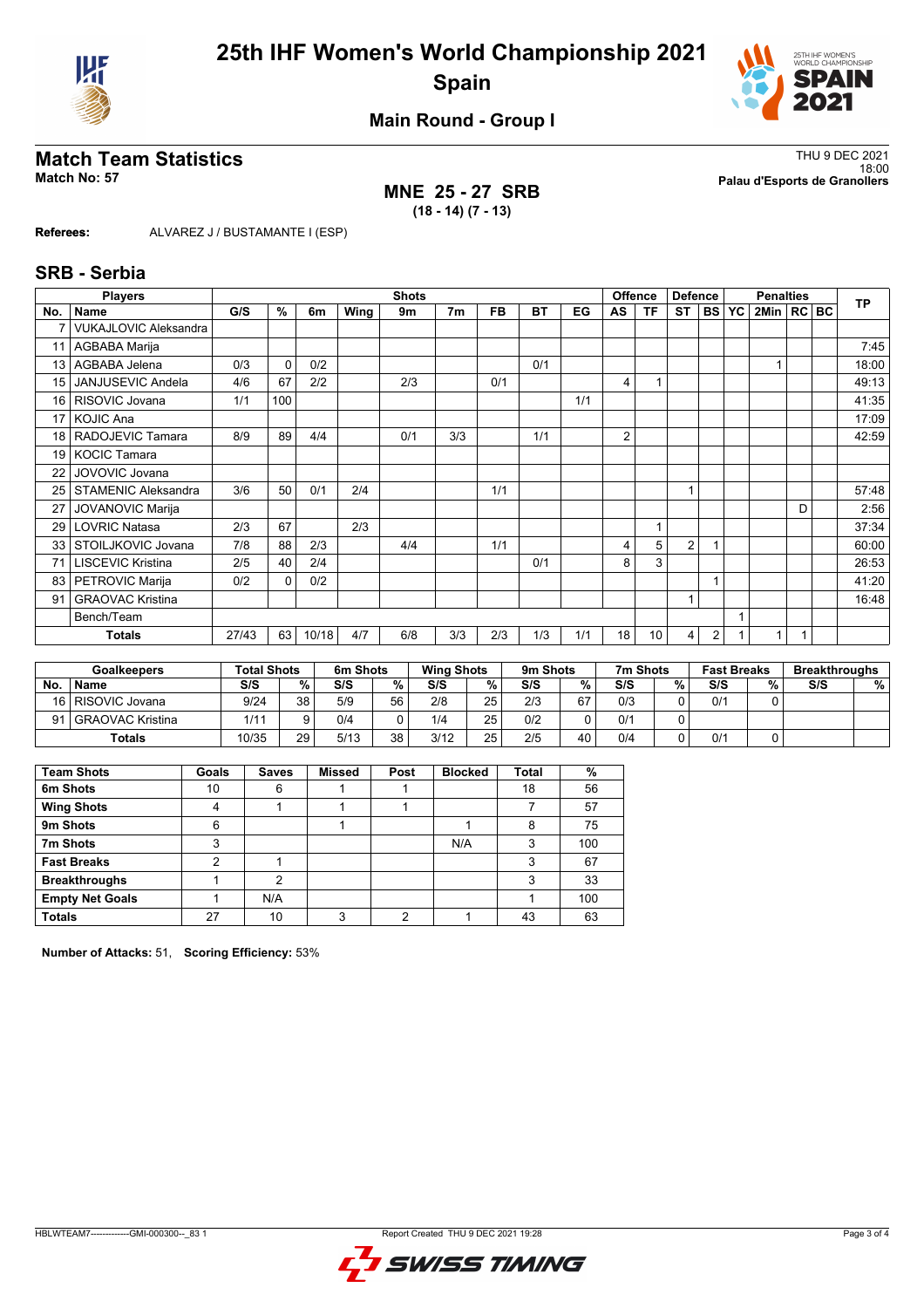# 25th IHF Women's World Championship 2021

## Spain

### Main Round - Group I

## Match Team Statistics

**Match No: 57**

THU 9 DEC 2021
18:00
**Palau d'Esports de Granollers**

**MNE 25 - 27 SRB**
**(18 - 14) (7 - 13)**

**Referees:** ALVAREZ J / BUSTAMANTE I (ESP)

## SRB - Serbia

| No. | Name | G/S | % | 6m | Wing | 9m | 7m | FB | BT | EG | AS | TF | ST | BS | YC | 2Min | RC | BC | TP |
|---|---|---|---|---|---|---|---|---|---|---|---|---|---|---|---|---|---|---|---|
| 7 | VUKAJLOVIC Aleksandra | | | | | | | | | | | | | | | | | | |
| 11 | AGBABA Marija | | | | | | | | | | | | | | | | | | 7:45 |
| 13 | AGBABA Jelena | 0/3 | 0 | 0/2 | | | | | 0/1 | | | | | | | 1 | | | 18:00 |
| 15 | JANJUSEVIC Andela | 4/6 | 67 | 2/2 | | 2/3 | | 0/1 | | | 4 | 1 | | | | | | | 49:13 |
| 16 | RISOVIC Jovana | 1/1 | 100 | | | | | | | 1/1 | | | | | | | | | 41:35 |
| 17 | KOJIC Ana | | | | | | | | | | | | | | | | | | 17:09 |
| 18 | RADOJEVIC Tamara | 8/9 | 89 | 4/4 | | 0/1 | 3/3 | | 1/1 | | 2 | | | | | | | | 42:59 |
| 19 | KOCIC Tamara | | | | | | | | | | | | | | | | | | |
| 22 | JOVOVIC Jovana | | | | | | | | | | | | | | | | | | |
| 25 | STAMENIC Aleksandra | 3/6 | 50 | 0/1 | 2/4 | | | 1/1 | | | | | 1 | | | | | | 57:48 |
| 27 | JOVANOVIC Marija | | | | | | | | | | | | | | | | D | | 2:56 |
| 29 | LOVRIC Natasa | 2/3 | 67 | | 2/3 | | | | | | | 1 | | | | | | | 37:34 |
| 33 | STOILJKOVIC Jovana | 7/8 | 88 | 2/3 | | 4/4 | | 1/1 | | | 4 | 5 | 2 | 1 | | | | | 60:00 |
| 71 | LISCEVIC Kristina | 2/5 | 40 | 2/4 | | | | | 0/1 | | 8 | 3 | | | | | | | 26:53 |
| 83 | PETROVIC Marija | 0/2 | 0 | 0/2 | | | | | | | | | | 1 | | | | | 41:20 |
| 91 | GRAOVAC Kristina | | | | | | | | | | | | 1 | | | | | | 16:48 |
| | Bench/Team | | | | | | | | | | | | | | 1 | | | | |
| | **Totals** | 27/43 | 63 | 10/18 | 4/7 | 6/8 | 3/3 | 2/3 | 1/3 | 1/1 | 18 | 10 | 4 | 2 | 1 | 1 | 1 | | |

| No. | Goalkeepers Name | Total Shots S/S | % | 6m Shots S/S | % | Wing Shots S/S | % | 9m Shots S/S | % | 7m Shots S/S | % | Fast Breaks S/S | % | Breakthroughs S/S | % |
|---|---|---|---|---|---|---|---|---|---|---|---|---|---|---|---|
| 16 | RISOVIC Jovana | 9/24 | 38 | 5/9 | 56 | 2/8 | 25 | 2/3 | 67 | 0/3 | 0 | 0/1 | 0 | | |
| 91 | GRAOVAC Kristina | 1/11 | 9 | 0/4 | 0 | 1/4 | 25 | 0/2 | 0 | 0/1 | 0 | | | | |
| | **Totals** | 10/35 | 29 | 5/13 | 38 | 3/12 | 25 | 2/5 | 40 | 0/4 | 0 | 0/1 | 0 | | |

| Team Shots | Goals | Saves | Missed | Post | Blocked | Total | % |
|---|---|---|---|---|---|---|---|
| **6m Shots** | 10 | 6 | 1 | 1 | | 18 | 56 |
| **Wing Shots** | 4 | 1 | 1 | 1 | | 7 | 57 |
| **9m Shots** | 6 | | 1 | | 1 | 8 | 75 |
| **7m Shots** | 3 | | | | N/A | 3 | 100 |
| **Fast Breaks** | 2 | 1 | | | | 3 | 67 |
| **Breakthroughs** | 1 | 2 | | | | 3 | 33 |
| **Empty Net Goals** | 1 | N/A | | | | 1 | 100 |
| **Totals** | 27 | 10 | 3 | 2 | 1 | 43 | 63 |

**Number of Attacks:** 51, **Scoring Efficiency:** 53%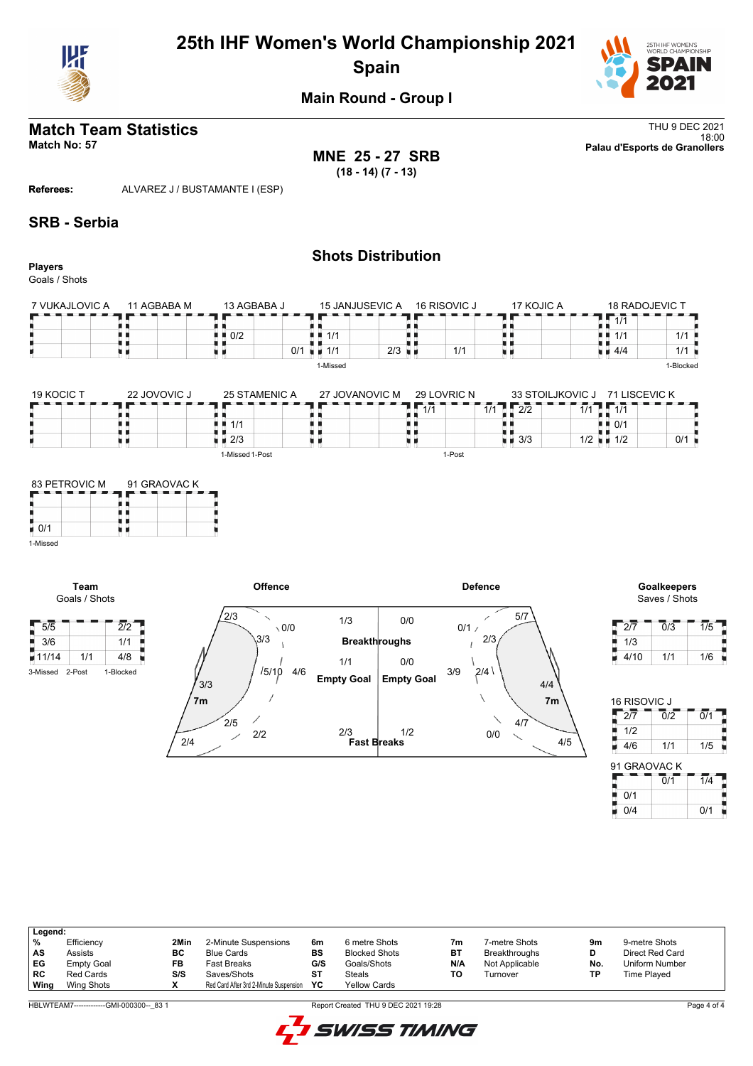# 25th IHF Women's World Championship 2021
## Spain

### Main Round - Group I

## Match Team Statistics

**Match No: 57**

THU 9 DEC 2021
18:00
**Palau d'Esports de Granollers**

**MNE 25 - 27 SRB**
**(18 - 14) (7 - 13)**

**Referees:** ALVAREZ J / BUSTAMANTE I (ESP)

## SRB - Serbia

### Shots Distribution

**Players**
Goals / Shots

7 VUKAJLOVIC A

11 AGBABA M

13 AGBABA J
0/2
0/1

15 JANJUSEVIC A
1/1
1/1 2/3
1-Missed

16 RISOVIC J
1/1

17 KOJIC A

18 RADOJEVIC T
1/1
1/1 1/1
4/4 1/1
1-Blocked

19 KOCIC T

22 JOVOVIC J

25 STAMENIC A
1/1
2/3
1-Missed 1-Post

27 JOVANOVIC M

29 LOVRIC N
1/1 1/1
1-Post

33 STOILJKOVIC J
2/2 1/1
3/3 1/2

71 LISCEVIC K
1/1
0/1
1/2 0/1

83 PETROVIC M
0/1
1-Missed

91 GRAOVAC K

**Team**
Goals / Shots

| | | |
|---|---|---|
| 5/5 | | 2/2 |
| 3/6 | | 1/1 |
| 11/14 | 1/1 | 4/8 |

3-Missed 2-Post 1-Blocked

**Offence**

2/3
0/0
3/3
5/10
4/6
3/3
7m
2/5
2/2
2/4
1/3 0/0
Breakthroughs
1/1 0/0
Empty Goal Empty Goal
2/3 1/2
Fast Breaks

**Defence**

0/1
5/7
2/3
3/9
2/4
4/4
7m
4/7
0/0
4/5

**Goalkeepers**
Saves / Shots

| | | |
|---|---|---|
| 2/7 | 0/3 | 1/5 |
| 1/3 | | |
| 4/10 | 1/1 | 1/6 |

16 RISOVIC J

| | | |
|---|---|---|
| 2/7 | 0/2 | 0/1 |
| 1/2 | | |
| 4/6 | 1/1 | 1/5 |

91 GRAOVAC K

| | | |
|---|---|---|
| | 0/1 | 1/4 |
| 0/1 | | |
| 0/4 | | 0/1 |

**Legend:**

| | | | | | | | | | |
|---|---|---|---|---|---|---|---|---|---|
| % | Efficiency | 2Min | 2-Minute Suspensions | 6m | 6 metre Shots | 7m | 7-metre Shots | 9m | 9-metre Shots |
| AS | Assists | BC | Blue Cards | BS | Blocked Shots | BT | Breakthroughs | D | Direct Red Card |
| EG | Empty Goal | FB | Fast Breaks | G/S | Goals/Shots | N/A | Not Applicable | No. | Uniform Number |
| RC | Red Cards | S/S | Saves/Shots | ST | Steals | TO | Turnover | TP | Time Played |
| Wing | Wing Shots | X | Red Card After 3rd 2-Minute Suspension | YC | Yellow Cards | | | | |

HBLWTEAM7--------------GMI-000300--_83 1 Report Created THU 9 DEC 2021 19:28